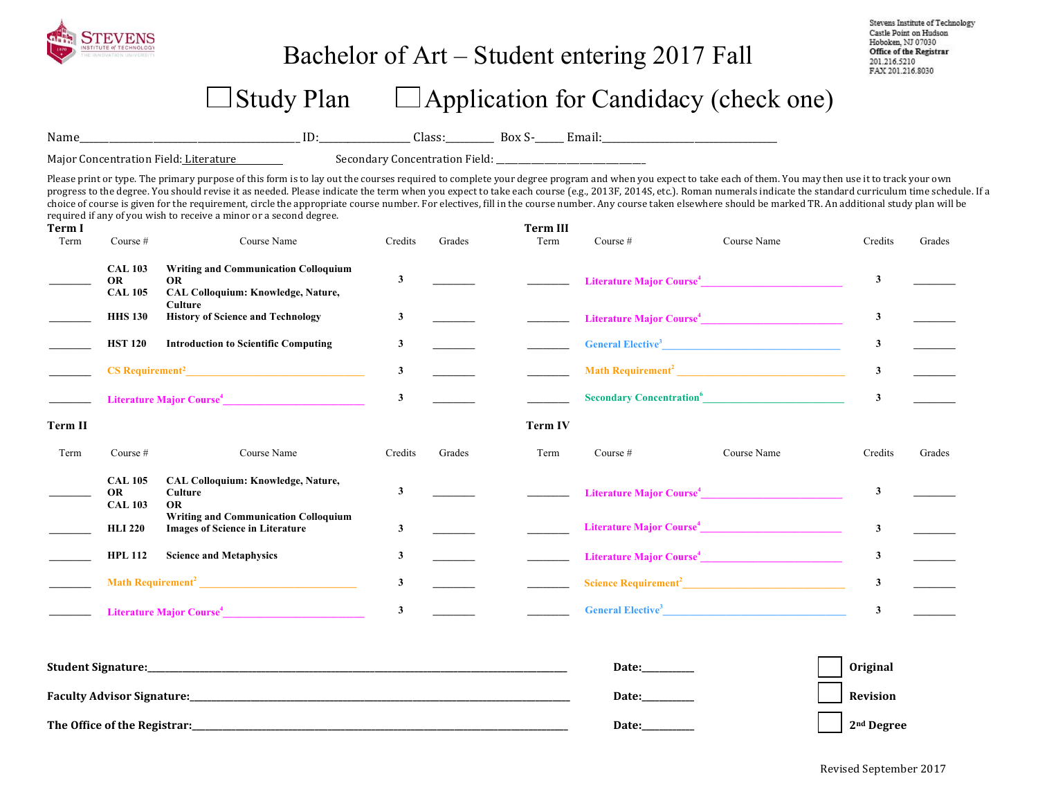Stevens Institute of Technology
Castle Point on Hudson
Hoboken, NJ 07030
**Office of the Registrar**
201.216.5210
FAX 201.216.8030

# Bachelor of Art – Student entering 2017 Fall

☐ Study Plan ☐ Application for Candidacy (check one)

Name\_\_\_\_\_\_\_\_\_\_\_\_\_\_\_\_\_\_\_\_ ID:\_\_\_\_\_\_\_\_\_\_ Class:\_\_\_\_\_\_ Box S-\_\_\_\_ Email:\_\_\_\_\_\_\_\_\_\_\_\_\_\_\_\_\_\_\_\_

Major Concentration Field: Literature\_\_\_\_\_\_ Secondary Concentration Field: \_\_\_\_\_\_\_\_\_\_\_\_\_\_\_\_\_\_\_\_

Please print or type. The primary purpose of this form is to lay out the courses required to complete your degree program and when you expect to take each of them. You may then use it to track your own progress to the degree. You should revise it as needed. Please indicate the term when you expect to take each course (e.g., 2013F, 2014S, etc.). Roman numerals indicate the standard curriculum time schedule. If a choice of course is given for the requirement, circle the appropriate course number. For electives, fill in the course number. Any course taken elsewhere should be marked TR. An additional study plan will be required if any of you wish to receive a minor or a second degree.

**Term I**

| Term | Course # | Course Name | Credits | Grades |
|---|---|---|---|---|
| \_\_\_\_\_\_ | CAL 103 OR CAL 105 | Writing and Communication Colloquium OR CAL Colloquium: Knowledge, Nature, Culture | 3 | \_\_\_\_\_\_ |
| \_\_\_\_\_\_ | HHS 130 | History of Science and Technology | 3 | \_\_\_\_\_\_ |
| \_\_\_\_\_\_ | HST 120 | Introduction to Scientific Computing | 3 | \_\_\_\_\_\_ |
| \_\_\_\_\_\_ | CS Requirement[2]\_\_\_\_\_\_ | | 3 | \_\_\_\_\_\_ |
| \_\_\_\_\_\_ | Literature Major Course[4]\_\_\_\_\_\_ | | 3 | \_\_\_\_\_\_ |

**Term II**

| Term | Course # | Course Name | Credits | Grades |
|---|---|---|---|---|
| \_\_\_\_\_\_ | CAL 105 OR CAL 103 | CAL Colloquium: Knowledge, Nature, Culture OR Writing and Communication Colloquium | 3 | \_\_\_\_\_\_ |
| \_\_\_\_\_\_ | HLI 220 | Images of Science in Literature | 3 | \_\_\_\_\_\_ |
| \_\_\_\_\_\_ | HPL 112 | Science and Metaphysics | 3 | \_\_\_\_\_\_ |
| \_\_\_\_\_\_ | Math Requirement[2]\_\_\_\_\_\_ | | 3 | \_\_\_\_\_\_ |
| \_\_\_\_\_\_ | Literature Major Course[4]\_\_\_\_\_\_ | | 3 | \_\_\_\_\_\_ |

**Term III**

| Term | Course # | Course Name | Credits | Grades |
|---|---|---|---|---|
| \_\_\_\_\_\_ | Literature Major Course[4]\_\_\_\_\_\_ | | 3 | \_\_\_\_\_\_ |
| \_\_\_\_\_\_ | Literature Major Course[4]\_\_\_\_\_\_ | | 3 | \_\_\_\_\_\_ |
| \_\_\_\_\_\_ | General Elective[3]\_\_\_\_\_\_ | | 3 | \_\_\_\_\_\_ |
| \_\_\_\_\_\_ | Math Requirement[2]\_\_\_\_\_\_ | | 3 | \_\_\_\_\_\_ |
| \_\_\_\_\_\_ | Secondary Concentration[6]\_\_\_\_\_\_ | | 3 | \_\_\_\_\_\_ |

**Term IV**

| Term | Course # | Course Name | Credits | Grades |
|---|---|---|---|---|
| \_\_\_\_\_\_ | Literature Major Course[4]\_\_\_\_\_\_ | | 3 | \_\_\_\_\_\_ |
| \_\_\_\_\_\_ | Literature Major Course[4]\_\_\_\_\_\_ | | 3 | \_\_\_\_\_\_ |
| \_\_\_\_\_\_ | Literature Major Course[4]\_\_\_\_\_\_ | | 3 | \_\_\_\_\_\_ |
| \_\_\_\_\_\_ | Science Requirement[2]\_\_\_\_\_\_ | | 3 | \_\_\_\_\_\_ |
| \_\_\_\_\_\_ | General Elective[3]\_\_\_\_\_\_ | | 3 | \_\_\_\_\_\_ |

**Student Signature:**\_\_\_\_\_\_\_\_\_\_\_\_\_\_\_\_\_\_\_\_ **Date:**\_\_\_\_\_\_ ☐ **Original**

**Faculty Advisor Signature:**\_\_\_\_\_\_\_\_\_\_\_\_\_\_\_\_\_\_\_\_ **Date:**\_\_\_\_\_\_ ☐ **Revision**

**The Office of the Registrar:**\_\_\_\_\_\_\_\_\_\_\_\_\_\_\_\_\_\_\_\_ **Date:**\_\_\_\_\_\_ ☐ **2nd Degree**

Revised September 2017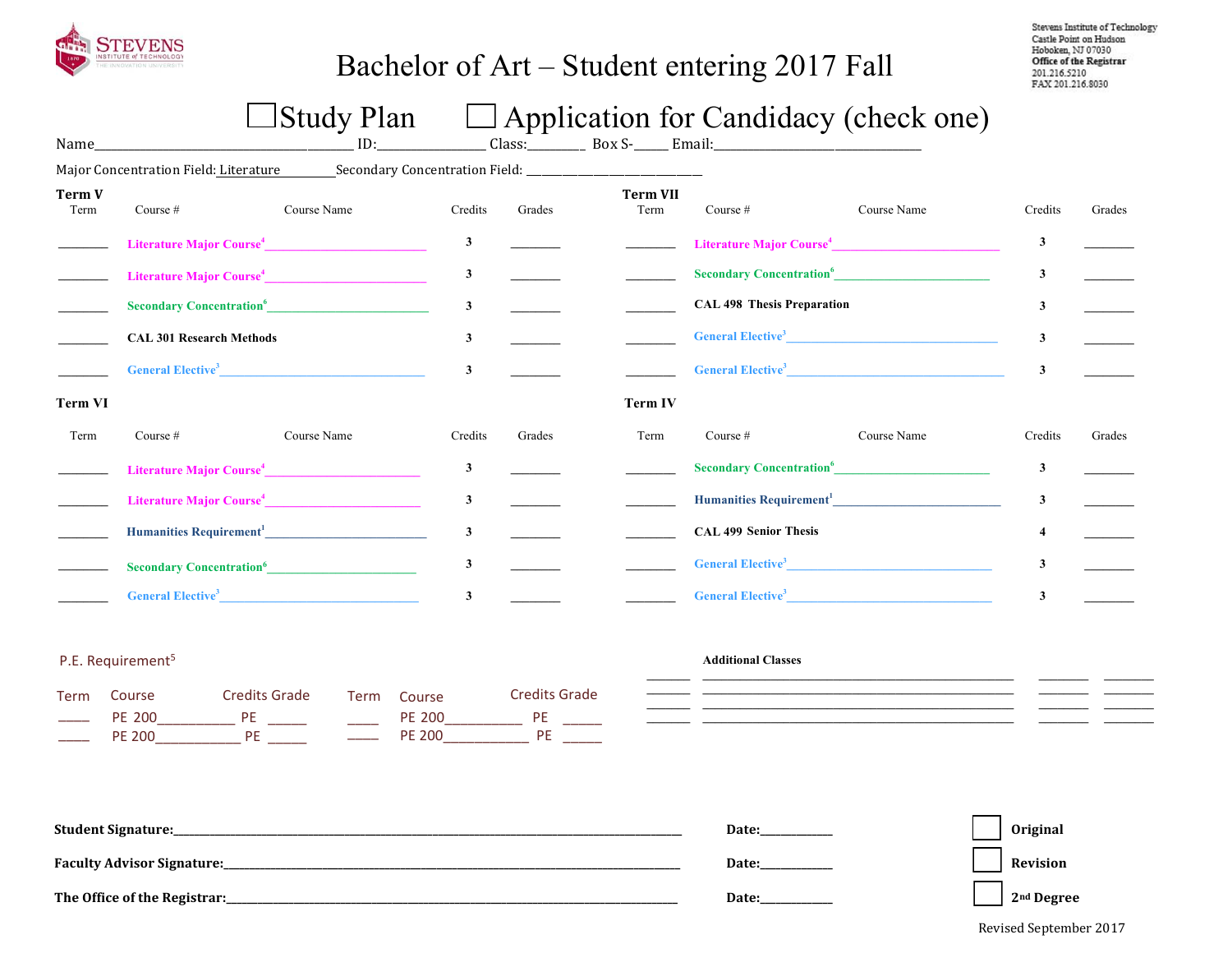STEVENS INSTITUTE of TECHNOLOGY

Stevens Institute of Technology
Castle Point on Hudson
Hoboken, NJ 07030
**Office of the Registrar**
201.216.5210
FAX 201.216.8030

# Bachelor of Art – Student entering 2017 Fall

☐ Study Plan ☐ Application for Candidacy (check one)

Name_________________________ ID:______________ Class:________ Box S-_____ Email:____________________________

Major Concentration Field: Literature Secondary Concentration Field: ___________________________

**Term V**

| Term | Course # | Course Name | Credits | Grades |
|---|---|---|---|---|
| ________ | Literature Major Course[4] | | 3 | ________ |
| ________ | Literature Major Course[4] | | 3 | ________ |
| ________ | Secondary Concentration[6] | | 3 | ________ |
| ________ | CAL 301 Research Methods | | 3 | ________ |
| ________ | General Elective[3] | | 3 | ________ |

**Term VII**

| Term | Course # | Course Name | Credits | Grades |
|---|---|---|---|---|
| ________ | Literature Major Course[4] | | 3 | ________ |
| ________ | Secondary Concentration[6] | | 3 | ________ |
| ________ | CAL 498 Thesis Preparation | | 3 | ________ |
| ________ | General Elective[3] | | 3 | ________ |
| ________ | General Elective[3] | | 3 | ________ |

**Term VI**

| Term | Course # | Course Name | Credits | Grades |
|---|---|---|---|---|
| ________ | Literature Major Course[4] | | 3 | ________ |
| ________ | Literature Major Course[4] | | 3 | ________ |
| ________ | Humanities Requirement[1] | | 3 | ________ |
| ________ | Secondary Concentration[6] | | 3 | ________ |
| ________ | General Elective[3] | | 3 | ________ |

**Term IV**

| Term | Course # | Course Name | Credits | Grades |
|---|---|---|---|---|
| ________ | Secondary Concentration[6] | | 3 | ________ |
| ________ | Humanities Requirement[1] | | 3 | ________ |
| ________ | CAL 499 Senior Thesis | | 4 | ________ |
| ________ | General Elective[3] | | 3 | ________ |
| ________ | General Elective[3] | | 3 | ________ |

**P.E. Requirement[5]**

| Term | Course | Credits | Grade | Term | Course | Credits | Grade |
|---|---|---|---|---|---|---|---|
| _____ | PE 200___________ | PE | ______ | _____ | PE 200___________ | PE | ______ |
| _____ | PE 200___________ | PE | ______ | _____ | PE 200___________ | PE | ______ |

**Additional Classes**

| | | | |
|---|---|---|---|
| ________ | ________________________________ | ________ | ________ |
| ________ | ________________________________ | ________ | ________ |
| ________ | ________________________________ | ________ | ________ |
| ________ | ________________________________ | ________ | ________ |

**Student Signature:**_____________________________________________ **Date:**___________ ☐ **Original**

**Faculty Advisor Signature:**______________________________________ **Date:**___________ ☐ **Revision**

**The Office of the Registrar:**_____________________________________ **Date:**___________ ☐ **2nd Degree**

Revised September 2017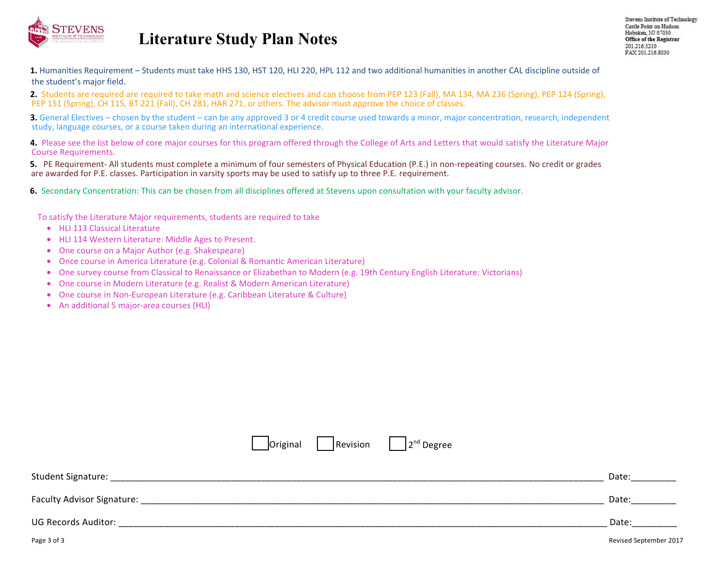# Literature Study Plan Notes

Stevens Institute of Technology
Castle Point on Hudson
Hoboken, NJ 07030
**Office of the Registrar**
201.216.5210
FAX 201.216.8030

**1.** Humanities Requirement – Students must take HHS 130, HST 120, HLI 220, HPL 112 and two additional humanities in another CAL discipline outside of the student's major field.

**2.** Students are required are required to take math and science electives and can choose from PEP 123 (Fall), MA 134, MA 236 (Spring), PEP 124 (Spring), PEP 151 (Spring), CH 115, BT 221 (Fall), CH 281, HAR 271, or others. The advisor must approve the choice of classes.

**3.** General Electives – chosen by the student – can be any approved 3 or 4 credit course used towards a minor, major concentration, research, independent study, language courses, or a course taken during an international experience.

**4.** Please see the list below of core major courses for this program offered through the College of Arts and Letters that would satisfy the Literature Major Course Requirements.

**5.** PE Requirement- All students must complete a minimum of four semesters of Physical Education (P.E.) in non-repeating courses. No credit or grades are awarded for P.E. classes. Participation in varsity sports may be used to satisfy up to three P.E. requirement.

**6.** Secondary Concentration: This can be chosen from all disciplines offered at Stevens upon consultation with your faculty advisor.

To satisfy the Literature Major requirements, students are required to take

- HLI 113 Classical Literature
- HLI 114 Western Literature: Middle Ages to Present.
- One course on a Major Author (e.g. Shakespeare)
- Once course in America Literature (e.g. Colonial & Romantic American Literature)
- One survey course from Classical to Renaissance or Elizabethan to Modern (e.g. 19th Century English Literature: Victorians)
- One course in Modern Literature (e.g. Realist & Modern American Literature)
- One course in Non-European Literature (e.g. Caribbean Literature & Culture)
- An additional 5 major-area courses (HLI)

☐ Original ☐ Revision ☐ 2nd Degree

Student Signature: ______________________________ Date:________

Faculty Advisor Signature: ______________________________ Date:________

UG Records Auditor: ______________________________ Date:________

Revised September 2017